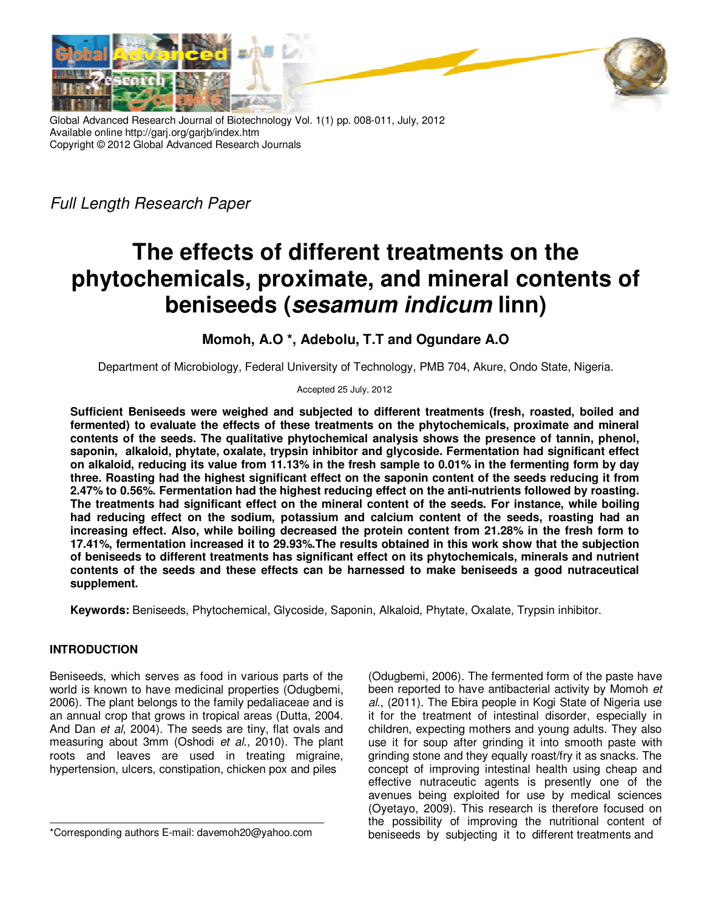Full Length Research Paper

# The effects of different treatments on the phytochemicals, proximate, and mineral contents of beniseeds (*sesamum indicum* linn)

**Momoh, A.O \*, Adebolu, T.T and Ogundare A.O**

Department of Microbiology, Federal University of Technology, PMB 704, Akure, Ondo State, Nigeria.

Accepted 25 July, 2012

**Sufficient Beniseeds were weighed and subjected to different treatments (fresh, roasted, boiled and fermented) to evaluate the effects of these treatments on the phytochemicals, proximate and mineral contents of the seeds. The qualitative phytochemical analysis shows the presence of tannin, phenol, saponin, alkaloid, phytate, oxalate, trypsin inhibitor and glycoside. Fermentation had significant effect on alkaloid, reducing its value from 11.13% in the fresh sample to 0.01% in the fermenting form by day three. Roasting had the highest significant effect on the saponin content of the seeds reducing it from 2.47% to 0.56%. Fermentation had the highest reducing effect on the anti-nutrients followed by roasting. The treatments had significant effect on the mineral content of the seeds. For instance, while boiling had reducing effect on the sodium, potassium and calcium content of the seeds, roasting had an increasing effect. Also, while boiling decreased the protein content from 21.28% in the fresh form to 17.41%, fermentation increased it to 29.93%.The results obtained in this work show that the subjection of beniseeds to different treatments has significant effect on its phytochemicals, minerals and nutrient contents of the seeds and these effects can be harnessed to make beniseeds a good nutraceutical supplement.**

**Keywords:** Beniseeds, Phytochemical, Glycoside, Saponin, Alkaloid, Phytate, Oxalate, Trypsin inhibitor.

## INTRODUCTION

Beniseeds, which serves as food in various parts of the world is known to have medicinal properties (Odugbemi, 2006). The plant belongs to the family pedaliaceae and is an annual crop that grows in tropical areas (Dutta, 2004. And Dan *et al*, 2004). The seeds are tiny, flat ovals and measuring about 3mm (Oshodi *et al.,* 2010). The plant roots and leaves are used in treating migraine, hypertension, ulcers, constipation, chicken pox and piles (Odugbemi, 2006). The fermented form of the paste have been reported to have antibacterial activity by Momoh *et al*., (2011). The Ebira people in Kogi State of Nigeria use it for the treatment of intestinal disorder, especially in children, expecting mothers and young adults. They also use it for soup after grinding it into smooth paste with grinding stone and they equally roast/fry it as snacks. The concept of improving intestinal health using cheap and effective nutraceutic agents is presently one of the avenues being exploited for use by medical sciences (Oyetayo, 2009). This research is therefore focused on the possibility of improving the nutritional content of beniseeds by subjecting it to different treatments and

\*Corresponding authors E-mail: davemoh20@yahoo.com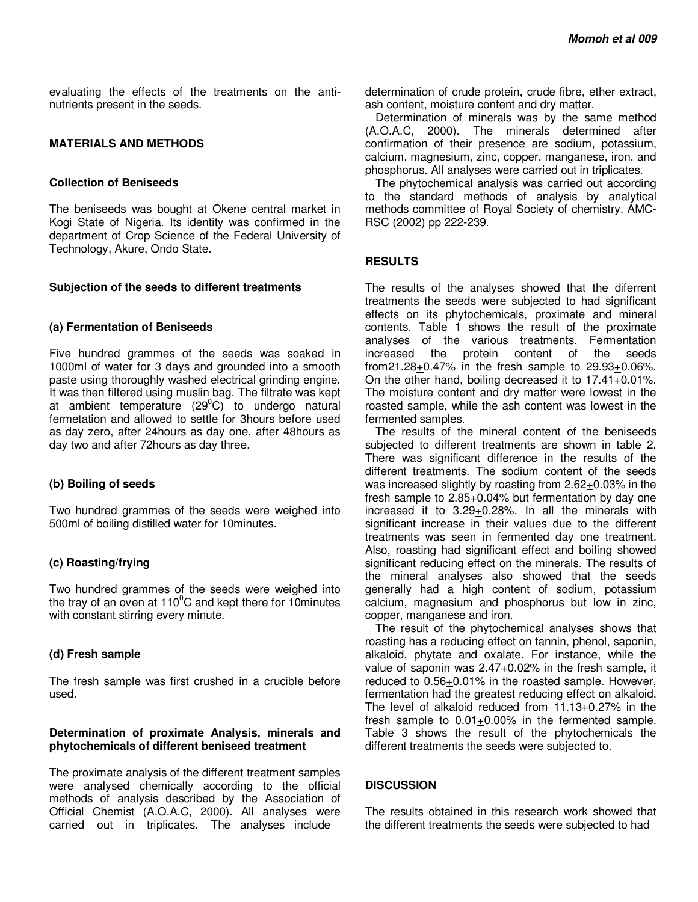evaluating the effects of the treatments on the anti-nutrients present in the seeds.

## MATERIALS AND METHODS

### Collection of Beniseeds

The beniseeds was bought at Okene central market in Kogi State of Nigeria. Its identity was confirmed in the department of Crop Science of the Federal University of Technology, Akure, Ondo State.

### Subjection of the seeds to different treatments

#### (a) Fermentation of Beniseeds

Five hundred grammes of the seeds was soaked in 1000ml of water for 3 days and grounded into a smooth paste using thoroughly washed electrical grinding engine. It was then filtered using muslin bag. The filtrate was kept at ambient temperature ($29^0$C) to undergo natural fermetation and allowed to settle for 3hours before used as day zero, after 24hours as day one, after 48hours as day two and after 72hours as day three.

#### (b) Boiling of seeds

Two hundred grammes of the seeds were weighed into 500ml of boiling distilled water for 10minutes.

#### (c) Roasting/frying

Two hundred grammes of the seeds were weighed into the tray of an oven at $110^0$C and kept there for 10minutes with constant stirring every minute.

#### (d) Fresh sample

The fresh sample was first crushed in a crucible before used.

### Determination of proximate Analysis, minerals and phytochemicals of different beniseed treatment

The proximate analysis of the different treatment samples were analysed chemically according to the official methods of analysis described by the Association of Official Chemist (A.O.A.C, 2000). All analyses were carried out in triplicates. The analyses include determination of crude protein, crude fibre, ether extract, ash content, moisture content and dry matter.

Determination of minerals was by the same method (A.O.A.C, 2000). The minerals determined after confirmation of their presence are sodium, potassium, calcium, magnesium, zinc, copper, manganese, iron, and phosphorus. All analyses were carried out in triplicates.

The phytochemical analysis was carried out according to the standard methods of analysis by analytical methods committee of Royal Society of chemistry. AMC-RSC (2002) pp 222-239.

## RESULTS

The results of the analyses showed that the diferrent treatments the seeds were subjected to had significant effects on its phytochemicals, proximate and mineral contents. Table 1 shows the result of the proximate analyses of the various treatments. Fermentation increased the protein content of the seeds from21.28$\pm$0.47% in the fresh sample to 29.93$\pm$0.06%. On the other hand, boiling decreased it to 17.41$\pm$0.01%. The moisture content and dry matter were lowest in the roasted sample, while the ash content was lowest in the fermented samples.

The results of the mineral content of the beniseeds subjected to different treatments are shown in table 2. There was significant difference in the results of the different treatments. The sodium content of the seeds was increased slightly by roasting from 2.62$\pm$0.03% in the fresh sample to 2.85$\pm$0.04% but fermentation by day one increased it to 3.29$\pm$0.28%. In all the minerals with significant increase in their values due to the different treatments was seen in fermented day one treatment. Also, roasting had significant effect and boiling showed significant reducing effect on the minerals. The results of the mineral analyses also showed that the seeds generally had a high content of sodium, potassium calcium, magnesium and phosphorus but low in zinc, copper, manganese and iron.

The result of the phytochemical analyses shows that roasting has a reducing effect on tannin, phenol, saponin, alkaloid, phytate and oxalate. For instance, while the value of saponin was 2.47$\pm$0.02% in the fresh sample, it reduced to 0.56$\pm$0.01% in the roasted sample. However, fermentation had the greatest reducing effect on alkaloid. The level of alkaloid reduced from 11.13$\pm$0.27% in the fresh sample to 0.01$\pm$0.00% in the fermented sample. Table 3 shows the result of the phytochemicals the different treatments the seeds were subjected to.

## DISCUSSION

The results obtained in this research work showed that the different treatments the seeds were subjected to had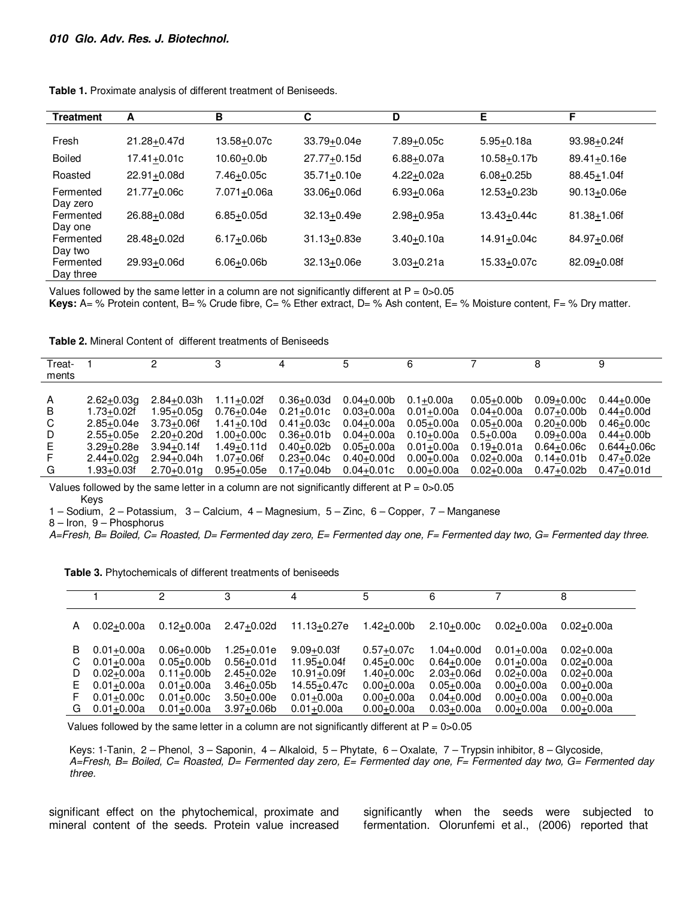**Table 1.** Proximate analysis of different treatment of Beniseeds.

| Treatment | A | B | C | D | E | F |
|---|---|---|---|---|---|---|
| Fresh | 21.28±0.47d | 13.58±0.07c | 33.79±0.04e | 7.89±0.05c | 5.95±0.18a | 93.98±0.24f |
| Boiled | 17.41±0.01c | 10.60±0.0b | 27.77±0.15d | 6.88±0.07a | 10.58±0.17b | 89.41±0.16e |
| Roasted | 22.91±0.08d | 7.46±0.05c | 35.71±0.10e | 4.22±0.02a | 6.08±0.25b | 88.45±1.04f |
| Fermented Day zero | 21.77±0.06c | 7.071±0.06a | 33.06±0.06d | 6.93±0.06a | 12.53±0.23b | 90.13±0.06e |
| Fermented Day one | 26.88±0.08d | 6.85±0.05d | 32.13±0.49e | 2.98±0.95a | 13.43±0.44c | 81.38±1.06f |
| Fermented Day two | 28.48±0.02d | 6.17±0.06b | 31.13±0.83e | 3.40±0.10a | 14.91±0.04c | 84.97±0.06f |
| Fermented Day three | 29.93±0.06d | 6.06±0.06b | 32.13±0.06e | 3.03±0.21a | 15.33±0.07c | 82.09±0.08f |

Values followed by the same letter in a column are not significantly different at P = 0>0.05

**Keys:** A= % Protein content, B= % Crude fibre, C= % Ether extract, D= % Ash content, E= % Moisture content, F= % Dry matter.

**Table 2.** Mineral Content of different treatments of Beniseeds

| Treat-ments | 1 | 2 | 3 | 4 | 5 | 6 | 7 | 8 | 9 |
|---|---|---|---|---|---|---|---|---|---|
| A | 2.62±0.03g | 2.84±0.03h | 1.11±0.02f | 0.36±0.03d | 0.04±0.00b | 0.1±0.00a | 0.05±0.00b | 0.09±0.00c | 0.44±0.00e |
| B | 1.73±0.02f | 1.95±0.05g | 0.76±0.04e | 0.21±0.01c | 0.03±0.00a | 0.01±0.00a | 0.04±0.00a | 0.07±0.00b | 0.44±0.00d |
| C | 2.85±0.04e | 3.73±0.06f | 1.41±0.10d | 0.41±0.03c | 0.04±0.00a | 0.05±0.00a | 0.05±0.00a | 0.20±0.00b | 0.46±0.00c |
| D | 2.55±0.05e | 2.20±0.20d | 1.00±0.00c | 0.36±0.01b | 0.04±0.00a | 0.10±0.00a | 0.5±0.00a | 0.09±0.00a | 0.44±0.00b |
| E | 3.29±0.28e | 3.94±0.14f | 1.49±0.11d | 0.40±0.02b | 0.05±0.00a | 0.01±0.00a | 0.19±0.01a | 0.64±0.06c | 0.644±0.06c |
| F | 2.44±0.02g | 2.94±0.04h | 1.07±0.06f | 0.23±0.04c | 0.40±0.00d | 0.00±0.00a | 0.02±0.00a | 0.14±0.01b | 0.47±0.02e |
| G | 1.93±0.03f | 2.70±0.01g | 0.95±0.05e | 0.17±0.04b | 0.04±0.01c | 0.00±0.00a | 0.02±0.00a | 0.47±0.02b | 0.47±0.01d |

Values followed by the same letter in a column are not significantly different at P = 0>0.05

Keys

1 – Sodium, 2 – Potassium, 3 – Calcium, 4 – Magnesium, 5 – Zinc, 6 – Copper, 7 – Manganese

8 – Iron, 9 – Phosphorus

*A=Fresh, B= Boiled, C= Roasted, D= Fermented day zero, E= Fermented day one, F= Fermented day two, G= Fermented day three.*

**Table 3.** Phytochemicals of different treatments of beniseeds

| | 1 | 2 | 3 | 4 | 5 | 6 | 7 | 8 |
|---|---|---|---|---|---|---|---|---|
| A | 0.02±0.00a | 0.12±0.00a | 2.47±0.02d | 11.13±0.27e | 1.42±0.00b | 2.10±0.00c | 0.02±0.00a | 0.02±0.00a |
| B | 0.01±0.00a | 0.06±0.00b | 1.25±0.01e | 9.09±0.03f | 0.57±0.07c | 1.04±0.00d | 0.01±0.00a | 0.02±0.00a |
| C | 0.01±0.00a | 0.05±0.00b | 0.56±0.01d | 11.95±0.04f | 0.45±0.00c | 0.64±0.00e | 0.01±0.00a | 0.02±0.00a |
| D | 0.02±0.00a | 0.11±0.00b | 2.45±0.02e | 10.91±0.09f | 1.40±0.00c | 2.03±0.06d | 0.02±0.00a | 0.02±0.00a |
| E | 0.01±0.00a | 0.01±0.00a | 3.46±0.05b | 14.55±0.47c | 0.00±0.00a | 0.05±0.00a | 0.00±0.00a | 0.00±0.00a |
| F | 0.01±0.00c | 0.01±0.00c | 3.50±0.00e | 0.01±0.00a | 0.00±0.00a | 0.04±0.00d | 0.00±0.00a | 0.00±0.00a |
| G | 0.01±0.00a | 0.01±0.00a | 3.97±0.06b | 0.01±0.00a | 0.00±0.00a | 0.03±0.00a | 0.00±0.00a | 0.00±0.00a |

Values followed by the same letter in a column are not significantly different at P = 0>0.05

Keys: 1-Tanin, 2 – Phenol, 3 – Saponin, 4 – Alkaloid, 5 – Phytate, 6 – Oxalate, 7 – Trypsin inhibitor, 8 – Glycoside, *A=Fresh, B= Boiled, C= Roasted, D= Fermented day zero, E= Fermented day one, F= Fermented day two, G= Fermented day three.*

significant effect on the phytochemical, proximate and mineral content of the seeds. Protein value increased significantly when the seeds were subjected to fermentation. Olorunfemi et al., (2006) reported that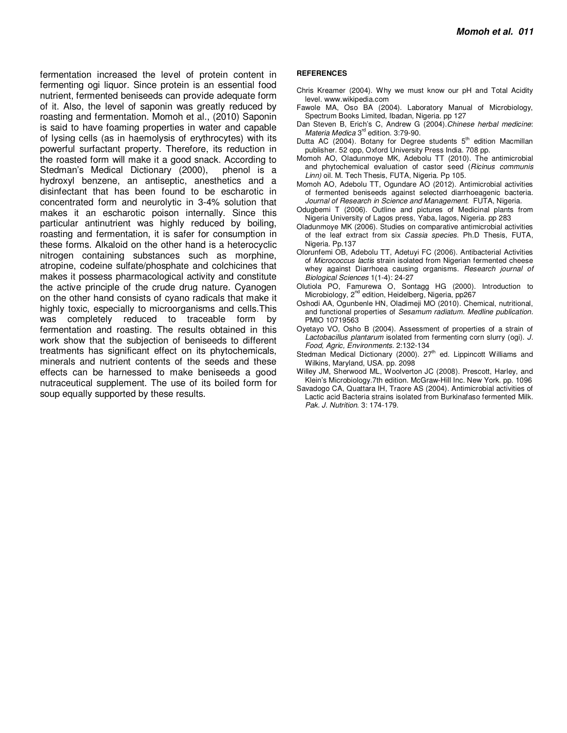fermentation increased the level of protein content in fermenting ogi liquor. Since protein is an essential food nutrient, fermented beniseeds can provide adequate form of it. Also, the level of saponin was greatly reduced by roasting and fermentation. Momoh et al., (2010) Saponin is said to have foaming properties in water and capable of lysing cells (as in haemolysis of erythrocytes) with its powerful surfactant property. Therefore, its reduction in the roasted form will make it a good snack. According to Stedman's Medical Dictionary (2000), phenol is a hydroxyl benzene, an antiseptic, anesthetics and a disinfectant that has been found to be escharotic in concentrated form and neurolytic in 3-4% solution that makes it an escharotic poison internally. Since this particular antinutrient was highly reduced by boiling, roasting and fermentation, it is safer for consumption in these forms. Alkaloid on the other hand is a heterocyclic nitrogen containing substances such as morphine, atropine, codeine sulfate/phosphate and colchicines that makes it possess pharmacological activity and constitute the active principle of the crude drug nature. Cyanogen on the other hand consists of cyano radicals that make it highly toxic, especially to microorganisms and cells.This was completely reduced to traceable form by fermentation and roasting. The results obtained in this work show that the subjection of beniseeds to different treatments has significant effect on its phytochemicals, minerals and nutrient contents of the seeds and these effects can be harnessed to make beniseeds a good nutraceutical supplement. The use of its boiled form for soup equally supported by these results.

## REFERENCES

Chris Kreamer (2004). Why we must know our pH and Total Acidity level. www.wikipedia.com

Fawole MA, Oso BA (2004). Laboratory Manual of Microbiology, Spectrum Books Limited, Ibadan, Nigeria. pp 127

Dan Steven B, Erich's C, Andrew G (2004).*Chinese herbal medicine*: *Materia Medica* 3rd edition. 3:79-90.

Dutta AC (2004). Botany for Degree students 5th edition Macmillan publisher. 52 opp, Oxford University Press India. 708 pp.

Momoh AO, Oladunmoye MK, Adebolu TT (2010). The antimicrobial and phytochemical evaluation of castor seed (*Ricinus communis Linn)* oil. M. Tech Thesis, FUTA, Nigeria. Pp 105.

Momoh AO, Adebolu TT, Ogundare AO (2012). Antimicrobial activities of fermented beniseeds against selected diarrhoeagenic bacteria. *Journal of Research in Science and Management*. FUTA, Nigeria.

Odugbemi T (2006). Outline and pictures of Medicinal plants from Nigeria University of Lagos press, Yaba, lagos, Nigeria. pp 283

Oladunmoye MK (2006). Studies on comparative antimicrobial activities of the leaf extract from six *Cassia species*. Ph.D Thesis, FUTA, Nigeria. Pp.137

Olorunfemi OB, Adebolu TT, Adetuyi FC (2006). Antibacterial Activities of *Micrococcus lactis* strain isolated from Nigerian fermented cheese whey against Diarrhoea causing organisms. *Research journal of Biological Sciences* 1(1-4): 24-27

Olutiola PO, Famurewa O, Sontagg HG (2000). Introduction to Microbiology, 2nd edition, Heidelberg, Nigeria, pp267

Oshodi AA, Ogunbenle HN, Oladimeji MO (2010). Chemical, nutritional, and functional properties of *Sesamum radiatum*. *Medline publication*. PMIO 10719563

Oyetayo VO, Osho B (2004). Assessment of properties of a strain of *Lactobacillus plantarum* isolated from fermenting corn slurry (ogi). *J. Food, Agric, Environments*. 2:132-134

Stedman Medical Dictionary (2000). 27th ed. Lippincott Williams and Wilkins, Maryland, USA. pp. 2098

Willey JM, Sherwood ML, Woolverton JC (2008). Prescott, Harley, and Klein's Microbiology.7th edition. McGraw-Hill Inc. New York. pp. 1096

Savadogo CA, Quattara IH, Traore AS (2004). Antimicrobial activities of Lactic acid Bacteria strains isolated from Burkinafaso fermented Milk. *Pak. J. Nutrition*. 3: 174-179.